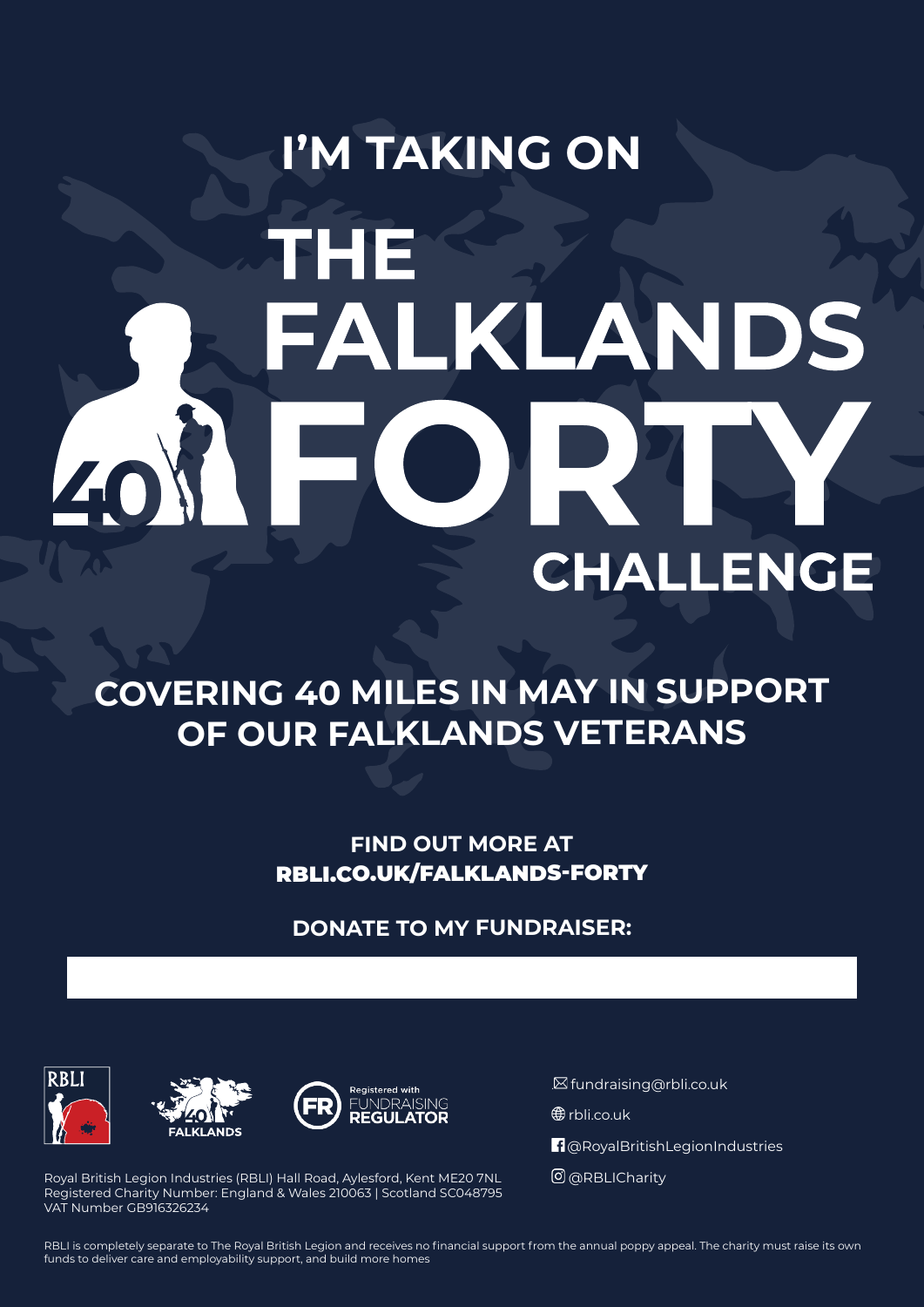# I'M TAKING ON THE FALKLANDS FORTY CHALLENGE

## COVERING 40 MILES IN MAY IN SUPPORT OF OUR FALKLANDS VETERANS

**FIND OUT MORE AT**
**RBLI.CO.UK/FALKLANDS-FORTY**

**DONATE TO MY FUNDRAISER:**

RBLI

FALKLANDS

Registered with FUNDRAISING REGULATOR

fundraising@rbli.co.uk

rbli.co.uk

@RoyalBritishLegionIndustries

@RBLICharity

Royal British Legion Industries (RBLI) Hall Road, Aylesford, Kent ME20 7NL
Registered Charity Number: England & Wales 210063 | Scotland SC048795
VAT Number GB916326234

RBLI is completely separate to The Royal British Legion and receives no financial support from the annual poppy appeal. The charity must raise its own funds to deliver care and employability support, and build more homes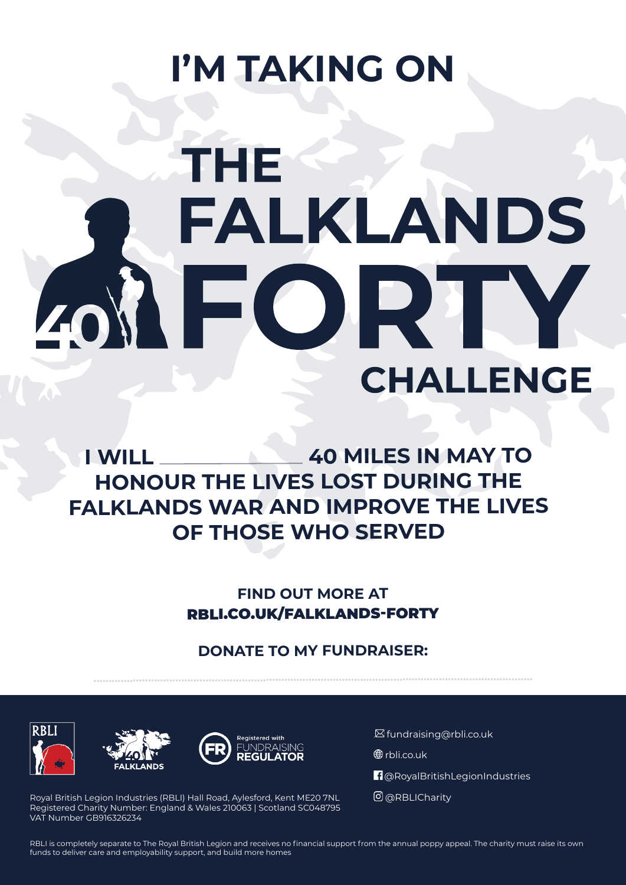# I'M TAKING ON

# THE FALKLANDS FORTY CHALLENGE

## I WILL ______________ 40 MILES IN MAY TO HONOUR THE LIVES LOST DURING THE FALKLANDS WAR AND IMPROVE THE LIVES OF THOSE WHO SERVED

**FIND OUT MORE AT**
**RBLI.CO.UK/FALKLANDS-FORTY**

**DONATE TO MY FUNDRAISER:**

..............................................................................................................

RBLI

40 FALKLANDS

Registered with FUNDRAISING REGULATOR

fundraising@rbli.co.uk

rbli.co.uk

@RoyalBritishLegionIndustries

@RBLICharity

Royal British Legion Industries (RBLI) Hall Road, Aylesford, Kent ME20 7NL
Registered Charity Number: England & Wales 210063 | Scotland SC048795
VAT Number GB916326234

RBLI is completely separate to The Royal British Legion and receives no financial support from the annual poppy appeal. The charity must raise its own funds to deliver care and employability support, and build more homes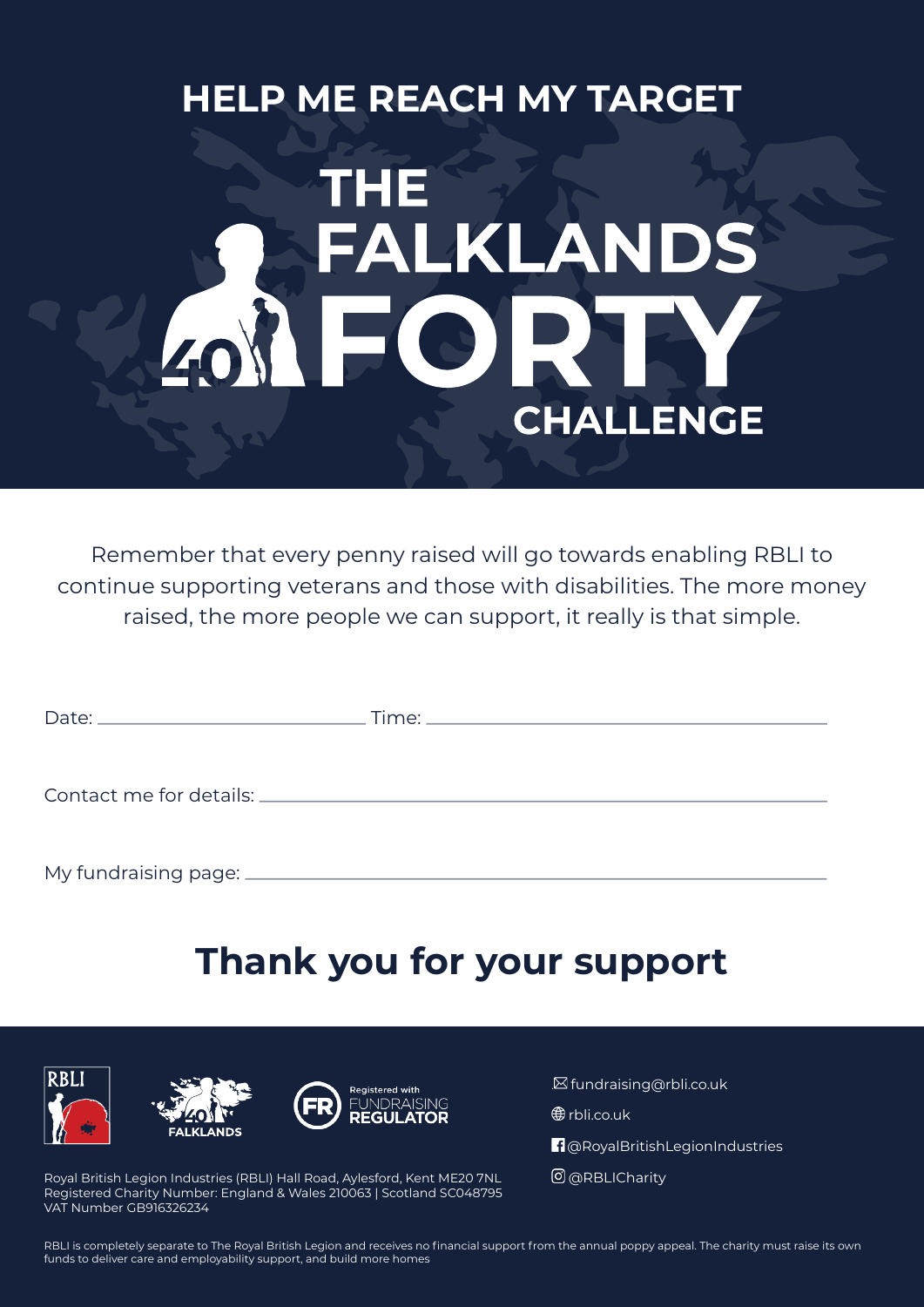## HELP ME REACH MY TARGET

# THE FALKLANDS FORTY CHALLENGE

Remember that every penny raised will go towards enabling RBLI to continue supporting veterans and those with disabilities. The more money raised, the more people we can support, it really is that simple.

Date: ______________________ Time: ______________________

Contact me for details: ______________________

My fundraising page: ______________________

## Thank you for your support

RBLI

40 FALKLANDS

FR Registered with FUNDRAISING REGULATOR

fundraising@rbli.co.uk

rbli.co.uk

@RoyalBritishLegionIndustries

@RBLICharity

Royal British Legion Industries (RBLI) Hall Road, Aylesford, Kent ME20 7NL
Registered Charity Number: England & Wales 210063 | Scotland SC048795
VAT Number GB916326234

RBLI is completely separate to The Royal British Legion and receives no financial support from the annual poppy appeal. The charity must raise its own funds to deliver care and employability support, and build more homes